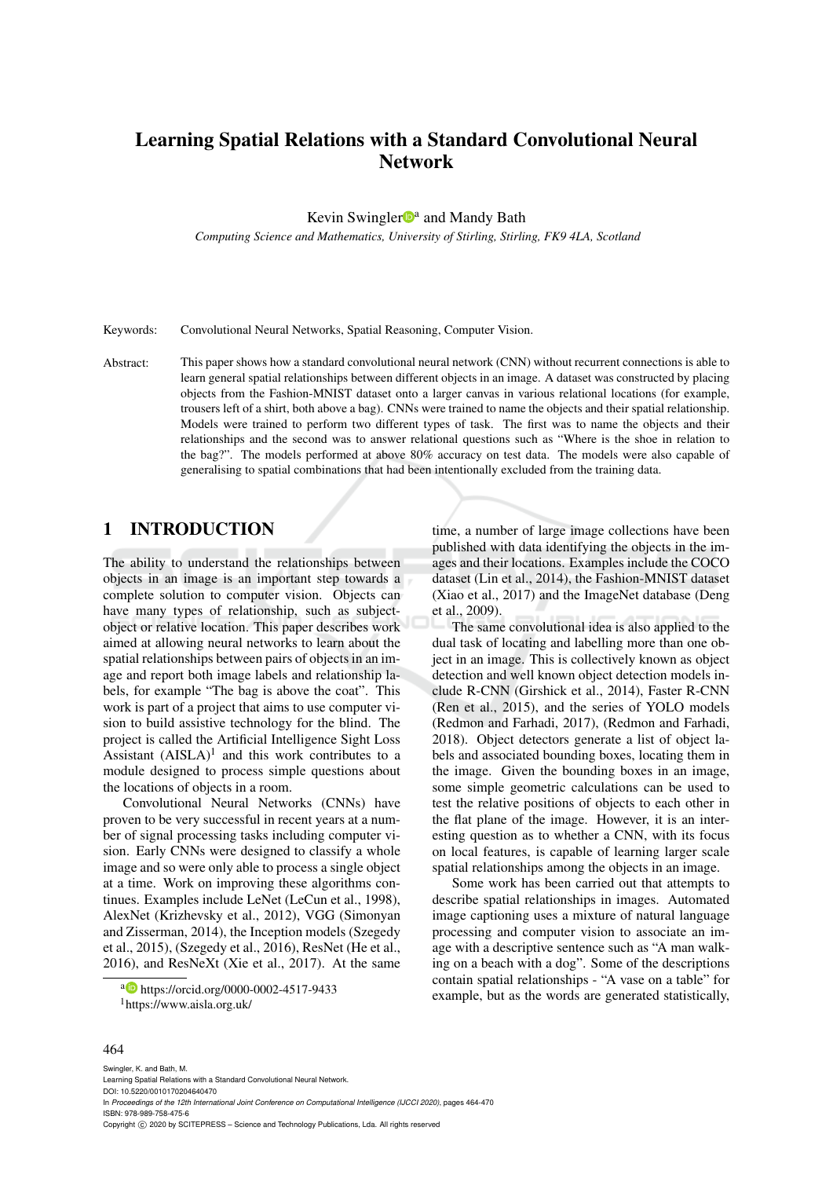# Learning Spatial Relations with a Standard Convolutional Neural Network

Kevin Swingler[a] and Mandy Bath

*Computing Science and Mathematics, University of Stirling, Stirling, FK9 4LA, Scotland*

Keywords: Convolutional Neural Networks, Spatial Reasoning, Computer Vision.

Abstract: This paper shows how a standard convolutional neural network (CNN) without recurrent connections is able to learn general spatial relationships between different objects in an image. A dataset was constructed by placing objects from the Fashion-MNIST dataset onto a larger canvas in various relational locations (for example, trousers left of a shirt, both above a bag). CNNs were trained to name the objects and their spatial relationship. Models were trained to perform two different types of task. The first was to name the objects and their relationships and the second was to answer relational questions such as "Where is the shoe in relation to the bag?". The models performed at above 80% accuracy on test data. The models were also capable of generalising to spatial combinations that had been intentionally excluded from the training data.

## 1 INTRODUCTION

The ability to understand the relationships between objects in an image is an important step towards a complete solution to computer vision. Objects can have many types of relationship, such as subject-object or relative location. This paper describes work aimed at allowing neural networks to learn about the spatial relationships between pairs of objects in an image and report both image labels and relationship labels, for example "The bag is above the coat". This work is part of a project that aims to use computer vision to build assistive technology for the blind. The project is called the Artificial Intelligence Sight Loss Assistant (AISLA)[1] and this work contributes to a module designed to process simple questions about the locations of objects in a room.

Convolutional Neural Networks (CNNs) have proven to be very successful in recent years at a number of signal processing tasks including computer vision. Early CNNs were designed to classify a whole image and so were only able to process a single object at a time. Work on improving these algorithms continues. Examples include LeNet (LeCun et al., 1998), AlexNet (Krizhevsky et al., 2012), VGG (Simonyan and Zisserman, 2014), the Inception models (Szegedy et al., 2015), (Szegedy et al., 2016), ResNet (He et al., 2016), and ResNeXt (Xie et al., 2017). At the same time, a number of large image collections have been published with data identifying the objects in the images and their locations. Examples include the COCO dataset (Lin et al., 2014), the Fashion-MNIST dataset (Xiao et al., 2017) and the ImageNet database (Deng et al., 2009).

The same convolutional idea is also applied to the dual task of locating and labelling more than one object in an image. This is collectively known as object detection and well known object detection models include R-CNN (Girshick et al., 2014), Faster R-CNN (Ren et al., 2015), and the series of YOLO models (Redmon and Farhadi, 2017), (Redmon and Farhadi, 2018). Object detectors generate a list of object labels and associated bounding boxes, locating them in the image. Given the bounding boxes in an image, some simple geometric calculations can be used to test the relative positions of objects to each other in the flat plane of the image. However, it is an interesting question as to whether a CNN, with its focus on local features, is capable of learning larger scale spatial relationships among the objects in an image.

Some work has been carried out that attempts to describe spatial relationships in images. Automated image captioning uses a mixture of natural language processing and computer vision to associate an image with a descriptive sentence such as "A man walking on a beach with a dog". Some of the descriptions contain spatial relationships - "A vase on a table" for example, but as the words are generated statistically,

[a] https://orcid.org/0000-0002-4517-9433

[1] https://www.aisla.org.uk/

Swingler, K. and Bath, M.
Learning Spatial Relations with a Standard Convolutional Neural Network.
DOI: 10.5220/0010170204640470
In *Proceedings of the 12th International Joint Conference on Computational Intelligence (IJCCI 2020)*, pages 464-470
ISBN: 978-989-758-475-6
Copyright © 2020 by SCITEPRESS – Science and Technology Publications, Lda. All rights reserved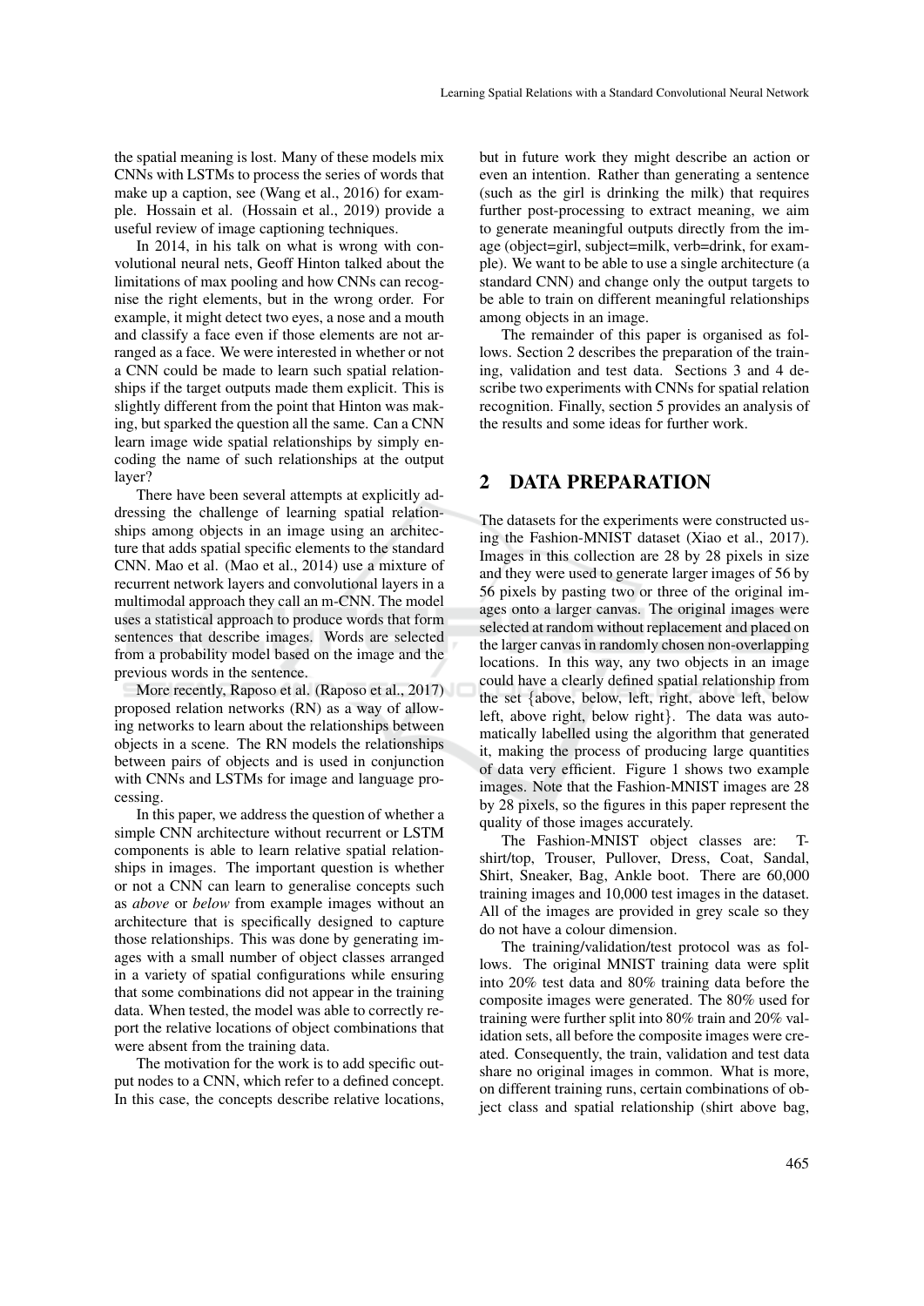the spatial meaning is lost. Many of these models mix CNNs with LSTMs to process the series of words that make up a caption, see (Wang et al., 2016) for example. Hossain et al. (Hossain et al., 2019) provide a useful review of image captioning techniques.

In 2014, in his talk on what is wrong with convolutional neural nets, Geoff Hinton talked about the limitations of max pooling and how CNNs can recognise the right elements, but in the wrong order. For example, it might detect two eyes, a nose and a mouth and classify a face even if those elements are not arranged as a face. We were interested in whether or not a CNN could be made to learn such spatial relationships if the target outputs made them explicit. This is slightly different from the point that Hinton was making, but sparked the question all the same. Can a CNN learn image wide spatial relationships by simply encoding the name of such relationships at the output layer?

There have been several attempts at explicitly addressing the challenge of learning spatial relationships among objects in an image using an architecture that adds spatial specific elements to the standard CNN. Mao et al. (Mao et al., 2014) use a mixture of recurrent network layers and convolutional layers in a multimodal approach they call an m-CNN. The model uses a statistical approach to produce words that form sentences that describe images. Words are selected from a probability model based on the image and the previous words in the sentence.

More recently, Raposo et al. (Raposo et al., 2017) proposed relation networks (RN) as a way of allowing networks to learn about the relationships between objects in a scene. The RN models the relationships between pairs of objects and is used in conjunction with CNNs and LSTMs for image and language processing.

In this paper, we address the question of whether a simple CNN architecture without recurrent or LSTM components is able to learn relative spatial relationships in images. The important question is whether or not a CNN can learn to generalise concepts such as *above* or *below* from example images without an architecture that is specifically designed to capture those relationships. This was done by generating images with a small number of object classes arranged in a variety of spatial configurations while ensuring that some combinations did not appear in the training data. When tested, the model was able to correctly report the relative locations of object combinations that were absent from the training data.

The motivation for the work is to add specific output nodes to a CNN, which refer to a defined concept. In this case, the concepts describe relative locations, but in future work they might describe an action or even an intention. Rather than generating a sentence (such as the girl is drinking the milk) that requires further post-processing to extract meaning, we aim to generate meaningful outputs directly from the image (object=girl, subject=milk, verb=drink, for example). We want to be able to use a single architecture (a standard CNN) and change only the output targets to be able to train on different meaningful relationships among objects in an image.

The remainder of this paper is organised as follows. Section 2 describes the preparation of the training, validation and test data. Sections 3 and 4 describe two experiments with CNNs for spatial relation recognition. Finally, section 5 provides an analysis of the results and some ideas for further work.

## 2 DATA PREPARATION

The datasets for the experiments were constructed using the Fashion-MNIST dataset (Xiao et al., 2017). Images in this collection are 28 by 28 pixels in size and they were used to generate larger images of 56 by 56 pixels by pasting two or three of the original images onto a larger canvas. The original images were selected at random without replacement and placed on the larger canvas in randomly chosen non-overlapping locations. In this way, any two objects in an image could have a clearly defined spatial relationship from the set {above, below, left, right, above left, below left, above right, below right}. The data was automatically labelled using the algorithm that generated it, making the process of producing large quantities of data very efficient. Figure 1 shows two example images. Note that the Fashion-MNIST images are 28 by 28 pixels, so the figures in this paper represent the quality of those images accurately.

The Fashion-MNIST object classes are: T-shirt/top, Trouser, Pullover, Dress, Coat, Sandal, Shirt, Sneaker, Bag, Ankle boot. There are 60,000 training images and 10,000 test images in the dataset. All of the images are provided in grey scale so they do not have a colour dimension.

The training/validation/test protocol was as follows. The original MNIST training data were split into 20% test data and 80% training data before the composite images were generated. The 80% used for training were further split into 80% train and 20% validation sets, all before the composite images were created. Consequently, the train, validation and test data share no original images in common. What is more, on different training runs, certain combinations of object class and spatial relationship (shirt above bag,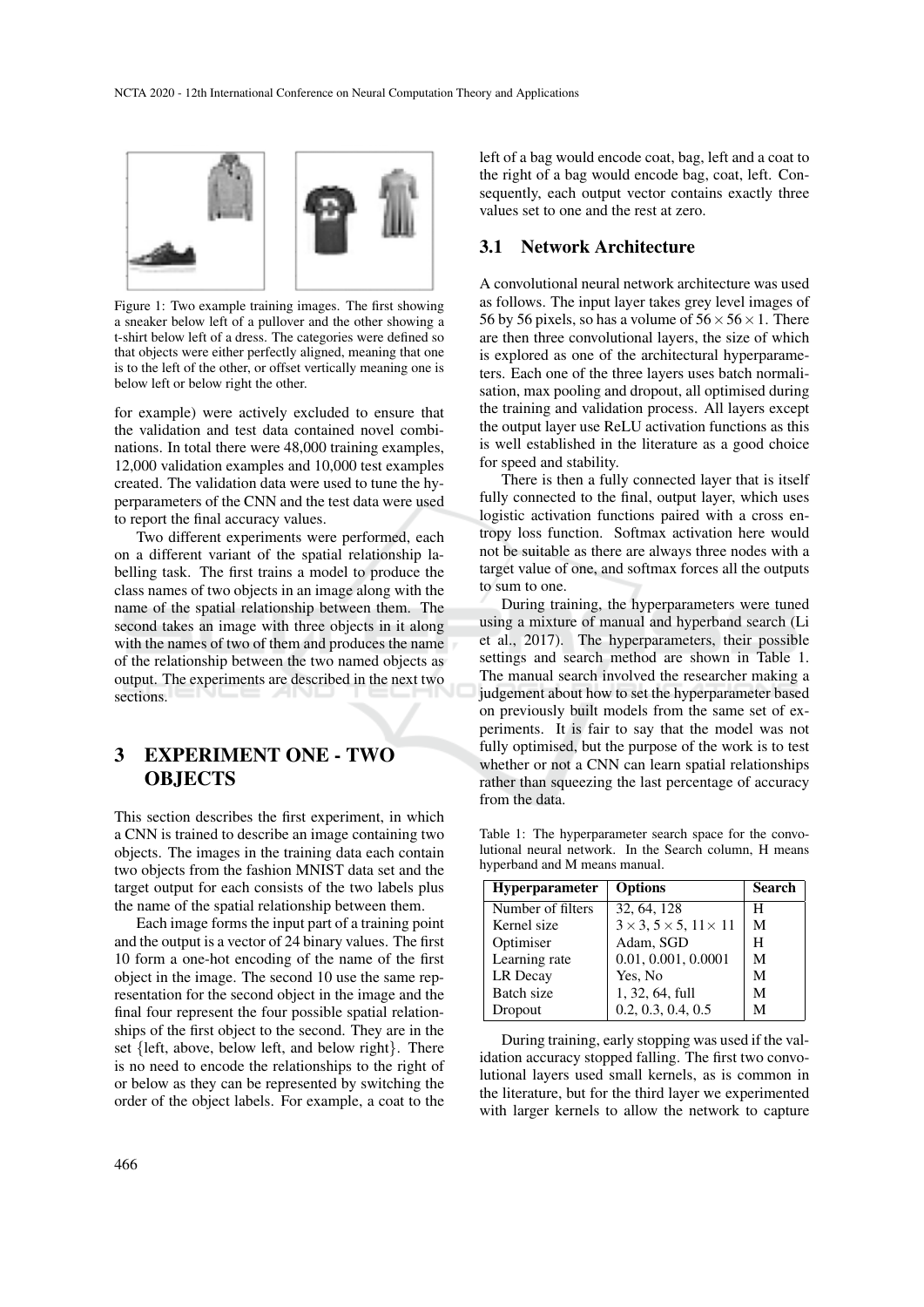Figure 1: Two example training images. The first showing a sneaker below left of a pullover and the other showing a t-shirt below left of a dress. The categories were defined so that objects were either perfectly aligned, meaning that one is to the left of the other, or offset vertically meaning one is below left or below right the other.

for example) were actively excluded to ensure that the validation and test data contained novel combinations. In total there were 48,000 training examples, 12,000 validation examples and 10,000 test examples created. The validation data were used to tune the hyperparameters of the CNN and the test data were used to report the final accuracy values.

Two different experiments were performed, each on a different variant of the spatial relationship labelling task. The first trains a model to produce the class names of two objects in an image along with the name of the spatial relationship between them. The second takes an image with three objects in it along with the names of two of them and produces the name of the relationship between the two named objects as output. The experiments are described in the next two sections.

## 3 EXPERIMENT ONE - TWO OBJECTS

This section describes the first experiment, in which a CNN is trained to describe an image containing two objects. The images in the training data each contain two objects from the fashion MNIST data set and the target output for each consists of the two labels plus the name of the spatial relationship between them.

Each image forms the input part of a training point and the output is a vector of 24 binary values. The first 10 form a one-hot encoding of the name of the first object in the image. The second 10 use the same representation for the second object in the image and the final four represent the four possible spatial relationships of the first object to the second. They are in the set {left, above, below left, and below right}. There is no need to encode the relationships to the right of or below as they can be represented by switching the order of the object labels. For example, a coat to the left of a bag would encode coat, bag, left and a coat to the right of a bag would encode bag, coat, left. Consequently, each output vector contains exactly three values set to one and the rest at zero.

### 3.1 Network Architecture

A convolutional neural network architecture was used as follows. The input layer takes grey level images of 56 by 56 pixels, so has a volume of $56 \times 56 \times 1$. There are then three convolutional layers, the size of which is explored as one of the architectural hyperparameters. Each one of the three layers uses batch normalisation, max pooling and dropout, all optimised during the training and validation process. All layers except the output layer use ReLU activation functions as this is well established in the literature as a good choice for speed and stability.

There is then a fully connected layer that is itself fully connected to the final, output layer, which uses logistic activation functions paired with a cross entropy loss function. Softmax activation here would not be suitable as there are always three nodes with a target value of one, and softmax forces all the outputs to sum to one.

During training, the hyperparameters were tuned using a mixture of manual and hyperband search (Li et al., 2017). The hyperparameters, their possible settings and search method are shown in Table 1. The manual search involved the researcher making a judgement about how to set the hyperparameter based on previously built models from the same set of experiments. It is fair to say that the model was not fully optimised, but the purpose of the work is to test whether or not a CNN can learn spatial relationships rather than squeezing the last percentage of accuracy from the data.

Table 1: The hyperparameter search space for the convolutional neural network. In the Search column, H means hyperband and M means manual.

| Hyperparameter | Options | Search |
|---|---|---|
| Number of filters | 32, 64, 128 | H |
| Kernel size | $3 \times 3, 5 \times 5, 11 \times 11$ | M |
| Optimiser | Adam, SGD | H |
| Learning rate | 0.01, 0.001, 0.0001 | M |
| LR Decay | Yes, No | M |
| Batch size | 1, 32, 64, full | M |
| Dropout | 0.2, 0.3, 0.4, 0.5 | M |

During training, early stopping was used if the validation accuracy stopped falling. The first two convolutional layers used small kernels, as is common in the literature, but for the third layer we experimented with larger kernels to allow the network to capture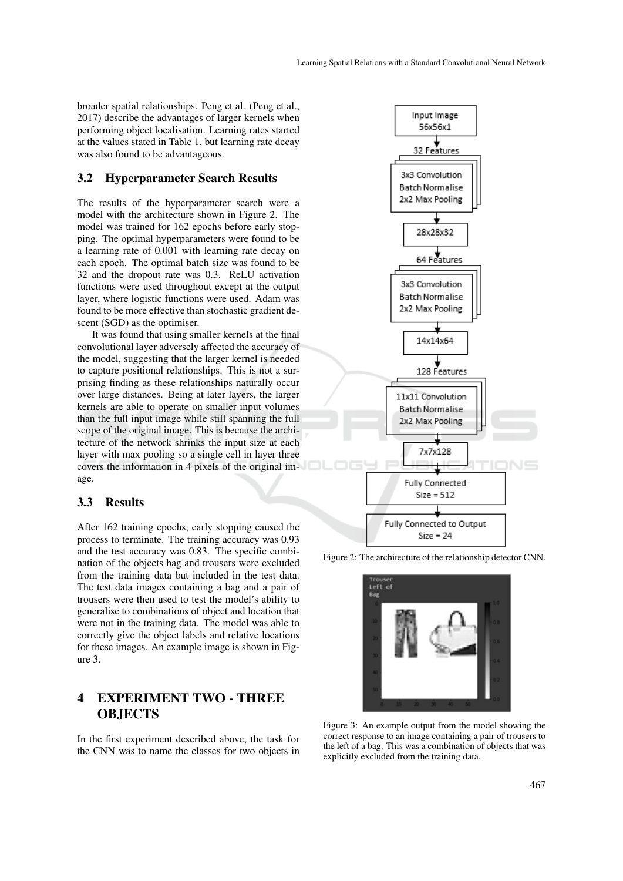broader spatial relationships. Peng et al. (Peng et al., 2017) describe the advantages of larger kernels when performing object localisation. Learning rates started at the values stated in Table 1, but learning rate decay was also found to be advantageous.

### 3.2 Hyperparameter Search Results

The results of the hyperparameter search were a model with the architecture shown in Figure 2. The model was trained for 162 epochs before early stopping. The optimal hyperparameters were found to be a learning rate of 0.001 with learning rate decay on each epoch. The optimal batch size was found to be 32 and the dropout rate was 0.3. ReLU activation functions were used throughout except at the output layer, where logistic functions were used. Adam was found to be more effective than stochastic gradient descent (SGD) as the optimiser.

It was found that using smaller kernels at the final convolutional layer adversely affected the accuracy of the model, suggesting that the larger kernel is needed to capture positional relationships. This is not a surprising finding as these relationships naturally occur over large distances. Being at later layers, the larger kernels are able to operate on smaller input volumes than the full input image while still spanning the full scope of the original image. This is because the architecture of the network shrinks the input size at each layer with max pooling so a single cell in layer three covers the information in 4 pixels of the original image.

### 3.3 Results

After 162 training epochs, early stopping caused the process to terminate. The training accuracy was 0.93 and the test accuracy was 0.83. The specific combination of the objects bag and trousers were excluded from the training data but included in the test data. The test data images containing a bag and a pair of trousers were then used to test the model's ability to generalise to combinations of object and location that were not in the training data. The model was able to correctly give the object labels and relative locations for these images. An example image is shown in Figure 3.

Input Image 56x56x1 → 32 Features: 3x3 Convolution, Batch Normalise, 2x2 Max Pooling → 28x28x32 → 64 Features: 3x3 Convolution, Batch Normalise, 2x2 Max Pooling → 14x14x64 → 128 Features: 11x11 Convolution, Batch Normalise, 2x2 Max Pooling → 7x7x128 → Fully Connected Size = 512 → Fully Connected to Output Size = 24

Figure 2: The architecture of the relationship detector CNN.

Figure 3: An example output from the model showing the correct response to an image containing a pair of trousers to the left of a bag. This was a combination of objects that was explicitly excluded from the training data.

## 4 EXPERIMENT TWO - THREE OBJECTS

In the first experiment described above, the task for the CNN was to name the classes for two objects in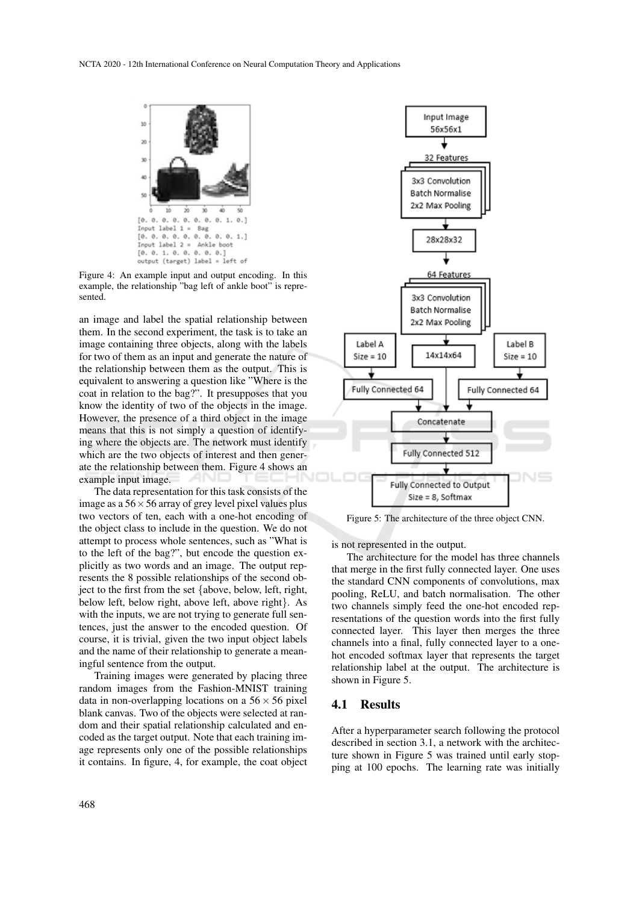Figure 4: An example input and output encoding. In this example, the relationship "bag left of ankle boot" is represented.

an image and label the spatial relationship between them. In the second experiment, the task is to take an image containing three objects, along with the labels for two of them as an input and generate the nature of the relationship between them as the output. This is equivalent to answering a question like "Where is the coat in relation to the bag?". It presupposes that you know the identity of two of the objects in the image. However, the presence of a third object in the image means that this is not simply a question of identifying where the objects are. The network must identify which are the two objects of interest and then generate the relationship between them. Figure 4 shows an example input image.

The data representation for this task consists of the image as a $56 \times 56$ array of grey level pixel values plus two vectors of ten, each with a one-hot encoding of the object class to include in the question. We do not attempt to process whole sentences, such as "What is to the left of the bag?", but encode the question explicitly as two words and an image. The output represents the 8 possible relationships of the second object to the first from the set {above, below, left, right, below left, below right, above left, above right}. As with the inputs, we are not trying to generate full sentences, just the answer to the encoded question. Of course, it is trivial, given the two input object labels and the name of their relationship to generate a meaningful sentence from the output.

Training images were generated by placing three random images from the Fashion-MNIST training data in non-overlapping locations on a $56 \times 56$ pixel blank canvas. Two of the objects were selected at random and their spatial relationship calculated and encoded as the target output. Note that each training image represents only one of the possible relationships it contains. In figure, 4, for example, the coat object is not represented in the output.

The architecture for the model has three channels that merge in the first fully connected layer. One uses the standard CNN components of convolutions, max pooling, ReLU, and batch normalisation. The other two channels simply feed the one-hot encoded representations of the question words into the first fully connected layer. This layer then merges the three channels into a final, fully connected layer to a one-hot encoded softmax layer that represents the target relationship label at the output. The architecture is shown in Figure 5.

Figure 5: The architecture of the three object CNN.

## 4.1 Results

After a hyperparameter search following the protocol described in section 3.1, a network with the architecture shown in Figure 5 was trained until early stopping at 100 epochs. The learning rate was initially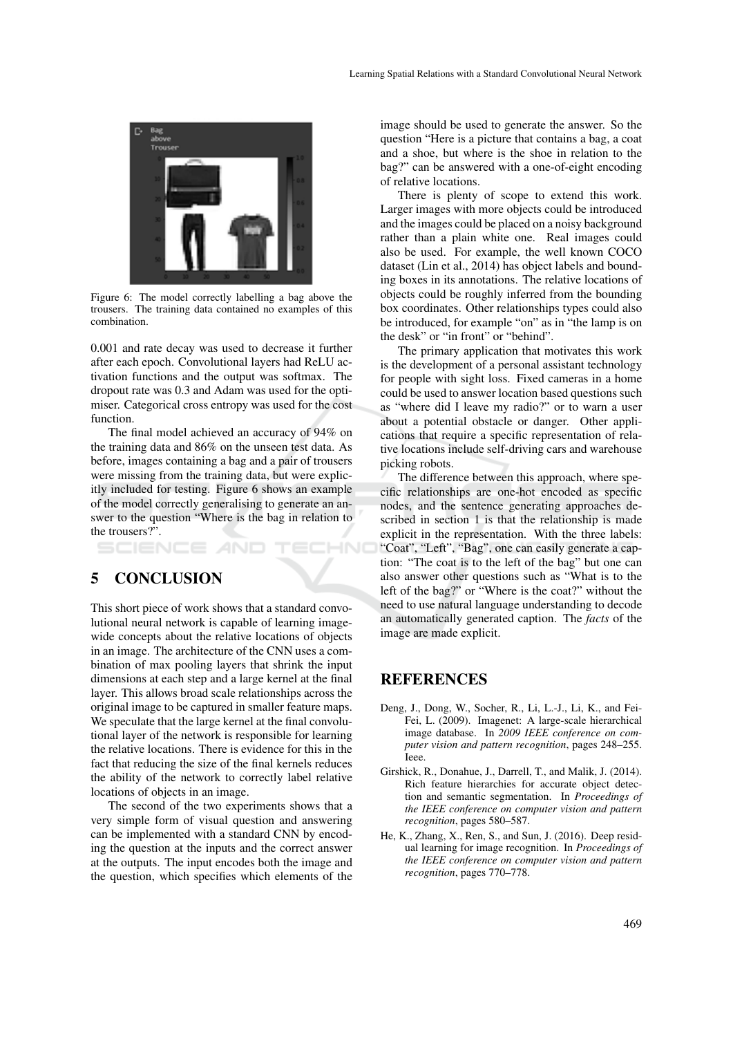Figure 6: The model correctly labelling a bag above the trousers. The training data contained no examples of this combination.

0.001 and rate decay was used to decrease it further after each epoch. Convolutional layers had ReLU activation functions and the output was softmax. The dropout rate was 0.3 and Adam was used for the optimiser. Categorical cross entropy was used for the cost function.

The final model achieved an accuracy of 94% on the training data and 86% on the unseen test data. As before, images containing a bag and a pair of trousers were missing from the training data, but were explicitly included for testing. Figure 6 shows an example of the model correctly generalising to generate an answer to the question "Where is the bag in relation to the trousers?".

## 5 CONCLUSION

This short piece of work shows that a standard convolutional neural network is capable of learning image-wide concepts about the relative locations of objects in an image. The architecture of the CNN uses a combination of max pooling layers that shrink the input dimensions at each step and a large kernel at the final layer. This allows broad scale relationships across the original image to be captured in smaller feature maps. We speculate that the large kernel at the final convolutional layer of the network is responsible for learning the relative locations. There is evidence for this in the fact that reducing the size of the final kernels reduces the ability of the network to correctly label relative locations of objects in an image.

The second of the two experiments shows that a very simple form of visual question and answering can be implemented with a standard CNN by encoding the question at the inputs and the correct answer at the outputs. The input encodes both the image and the question, which specifies which elements of the image should be used to generate the answer. So the question "Here is a picture that contains a bag, a coat and a shoe, but where is the shoe in relation to the bag?" can be answered with a one-of-eight encoding of relative locations.

There is plenty of scope to extend this work. Larger images with more objects could be introduced and the images could be placed on a noisy background rather than a plain white one. Real images could also be used. For example, the well known COCO dataset (Lin et al., 2014) has object labels and bounding boxes in its annotations. The relative locations of objects could be roughly inferred from the bounding box coordinates. Other relationships types could also be introduced, for example "on" as in "the lamp is on the desk" or "in front" or "behind".

The primary application that motivates this work is the development of a personal assistant technology for people with sight loss. Fixed cameras in a home could be used to answer location based questions such as "where did I leave my radio?" or to warn a user about a potential obstacle or danger. Other applications that require a specific representation of relative locations include self-driving cars and warehouse picking robots.

The difference between this approach, where specific relationships are one-hot encoded as specific nodes, and the sentence generating approaches described in section 1 is that the relationship is made explicit in the representation. With the three labels: "Coat", "Left", "Bag", one can easily generate a caption: "The coat is to the left of the bag" but one can also answer other questions such as "What is to the left of the bag?" or "Where is the coat?" without the need to use natural language understanding to decode an automatically generated caption. The *facts* of the image are made explicit.

## REFERENCES

Deng, J., Dong, W., Socher, R., Li, L.-J., Li, K., and Fei-Fei, L. (2009). Imagenet: A large-scale hierarchical image database. In *2009 IEEE conference on computer vision and pattern recognition*, pages 248–255. Ieee.

Girshick, R., Donahue, J., Darrell, T., and Malik, J. (2014). Rich feature hierarchies for accurate object detection and semantic segmentation. In *Proceedings of the IEEE conference on computer vision and pattern recognition*, pages 580–587.

He, K., Zhang, X., Ren, S., and Sun, J. (2016). Deep residual learning for image recognition. In *Proceedings of the IEEE conference on computer vision and pattern recognition*, pages 770–778.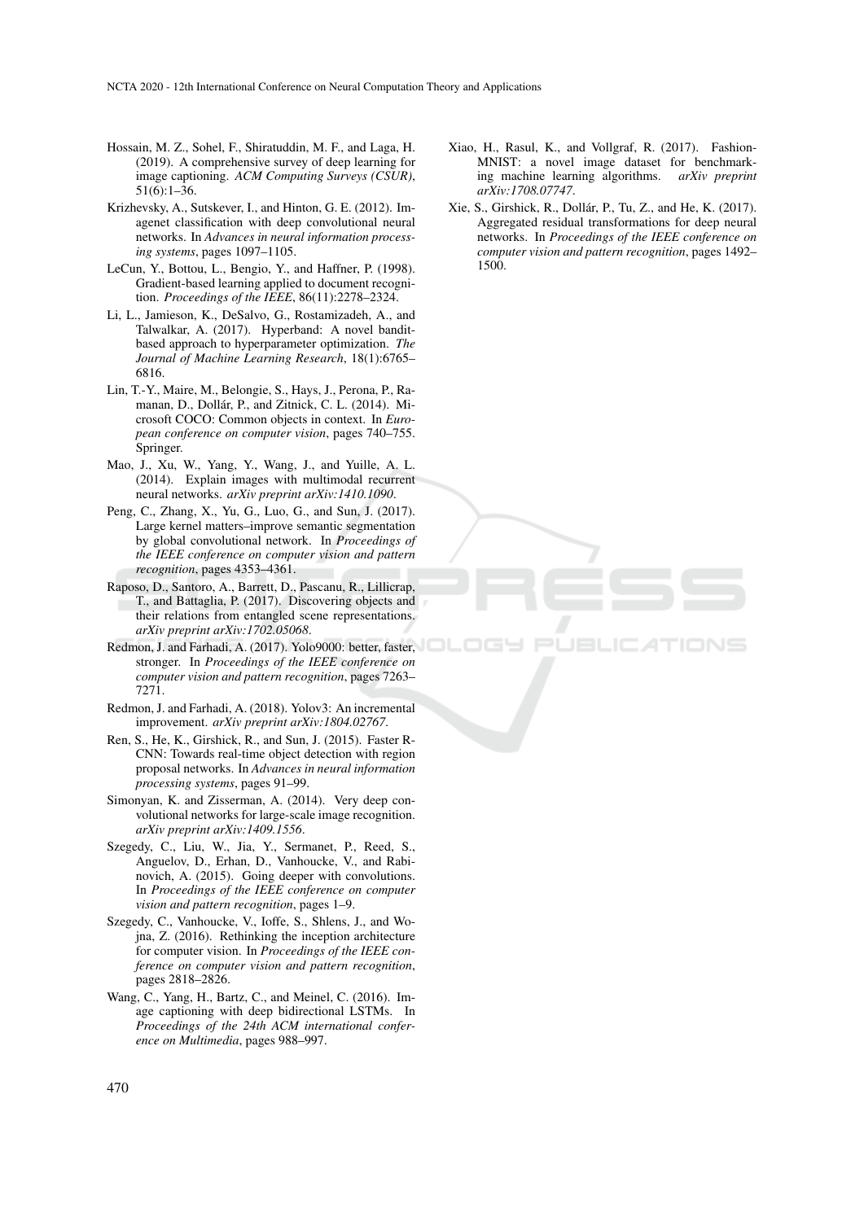Hossain, M. Z., Sohel, F., Shiratuddin, M. F., and Laga, H. (2019). A comprehensive survey of deep learning for image captioning. *ACM Computing Surveys (CSUR)*, 51(6):1–36.

Krizhevsky, A., Sutskever, I., and Hinton, G. E. (2012). Imagenet classification with deep convolutional neural networks. In *Advances in neural information processing systems*, pages 1097–1105.

LeCun, Y., Bottou, L., Bengio, Y., and Haffner, P. (1998). Gradient-based learning applied to document recognition. *Proceedings of the IEEE*, 86(11):2278–2324.

Li, L., Jamieson, K., DeSalvo, G., Rostamizadeh, A., and Talwalkar, A. (2017). Hyperband: A novel bandit-based approach to hyperparameter optimization. *The Journal of Machine Learning Research*, 18(1):6765–6816.

Lin, T.-Y., Maire, M., Belongie, S., Hays, J., Perona, P., Ramanan, D., Dollár, P., and Zitnick, C. L. (2014). Microsoft COCO: Common objects in context. In *European conference on computer vision*, pages 740–755. Springer.

Mao, J., Xu, W., Yang, Y., Wang, J., and Yuille, A. L. (2014). Explain images with multimodal recurrent neural networks. *arXiv preprint arXiv:1410.1090*.

Peng, C., Zhang, X., Yu, G., Luo, G., and Sun, J. (2017). Large kernel matters–improve semantic segmentation by global convolutional network. In *Proceedings of the IEEE conference on computer vision and pattern recognition*, pages 4353–4361.

Raposo, D., Santoro, A., Barrett, D., Pascanu, R., Lillicrap, T., and Battaglia, P. (2017). Discovering objects and their relations from entangled scene representations. *arXiv preprint arXiv:1702.05068*.

Redmon, J. and Farhadi, A. (2017). Yolo9000: better, faster, stronger. In *Proceedings of the IEEE conference on computer vision and pattern recognition*, pages 7263–7271.

Redmon, J. and Farhadi, A. (2018). Yolov3: An incremental improvement. *arXiv preprint arXiv:1804.02767*.

Ren, S., He, K., Girshick, R., and Sun, J. (2015). Faster R-CNN: Towards real-time object detection with region proposal networks. In *Advances in neural information processing systems*, pages 91–99.

Simonyan, K. and Zisserman, A. (2014). Very deep convolutional networks for large-scale image recognition. *arXiv preprint arXiv:1409.1556*.

Szegedy, C., Liu, W., Jia, Y., Sermanet, P., Reed, S., Anguelov, D., Erhan, D., Vanhoucke, V., and Rabinovich, A. (2015). Going deeper with convolutions. In *Proceedings of the IEEE conference on computer vision and pattern recognition*, pages 1–9.

Szegedy, C., Vanhoucke, V., Ioffe, S., Shlens, J., and Wojna, Z. (2016). Rethinking the inception architecture for computer vision. In *Proceedings of the IEEE conference on computer vision and pattern recognition*, pages 2818–2826.

Wang, C., Yang, H., Bartz, C., and Meinel, C. (2016). Image captioning with deep bidirectional LSTMs. In *Proceedings of the 24th ACM international conference on Multimedia*, pages 988–997.

Xiao, H., Rasul, K., and Vollgraf, R. (2017). Fashion-MNIST: a novel image dataset for benchmarking machine learning algorithms. *arXiv preprint arXiv:1708.07747*.

Xie, S., Girshick, R., Dollár, P., Tu, Z., and He, K. (2017). Aggregated residual transformations for deep neural networks. In *Proceedings of the IEEE conference on computer vision and pattern recognition*, pages 1492–1500.